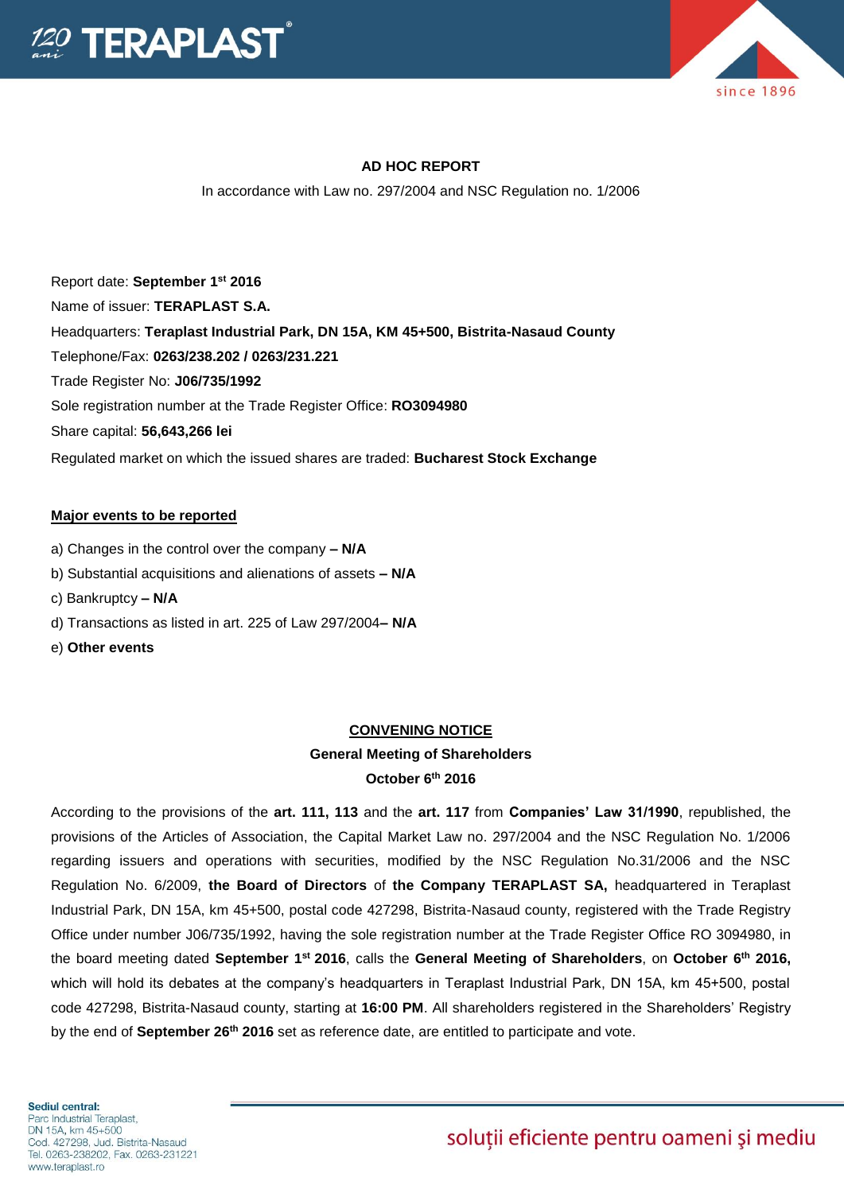**AD HOC REPORT**

In accordance with Law no. 297/2004 and NSC Regulation no. 1/2006

Report date: **September 1st 2016**

Name of issuer: **TERAPLAST S.A.**

Headquarters: **Teraplast Industrial Park, DN 15A, KM 45+500, Bistrita-Nasaud County**

Telephone/Fax: **0263/238.202 / 0263/231.221**

Trade Register No: **J06/735/1992**

Sole registration number at the Trade Register Office: **RO3094980**

Share capital: **56,643,266 lei**

Regulated market on which the issued shares are traded: **Bucharest Stock Exchange**

**Major events to be reported**

a) Changes in the control over the company **– N/A**

b) Substantial acquisitions and alienations of assets **– N/A**

c) Bankruptcy **– N/A**

d) Transactions as listed in art. 225 of Law 297/2004**– N/A**

e) **Other events**

**CONVENING NOTICE**

**General Meeting of Shareholders**

**October 6th 2016**

According to the provisions of the **art. 111, 113** and the **art. 117** from **Companies' Law 31/1990**, republished, the provisions of the Articles of Association, the Capital Market Law no. 297/2004 and the NSC Regulation No. 1/2006 regarding issuers and operations with securities, modified by the NSC Regulation No.31/2006 and the NSC Regulation No. 6/2009, **the Board of Directors** of **the Company TERAPLAST SA,** headquartered in Teraplast Industrial Park, DN 15A, km 45+500, postal code 427298, Bistrita-Nasaud county, registered with the Trade Registry Office under number J06/735/1992, having the sole registration number at the Trade Register Office RO 3094980, in the board meeting dated **September 1st 2016**, calls the **General Meeting of Shareholders**, on **October 6th 2016,** which will hold its debates at the company's headquarters in Teraplast Industrial Park, DN 15A, km 45+500, postal code 427298, Bistrita-Nasaud county, starting at **16:00 PM**. All shareholders registered in the Shareholders' Registry by the end of **September 26th 2016** set as reference date, are entitled to participate and vote.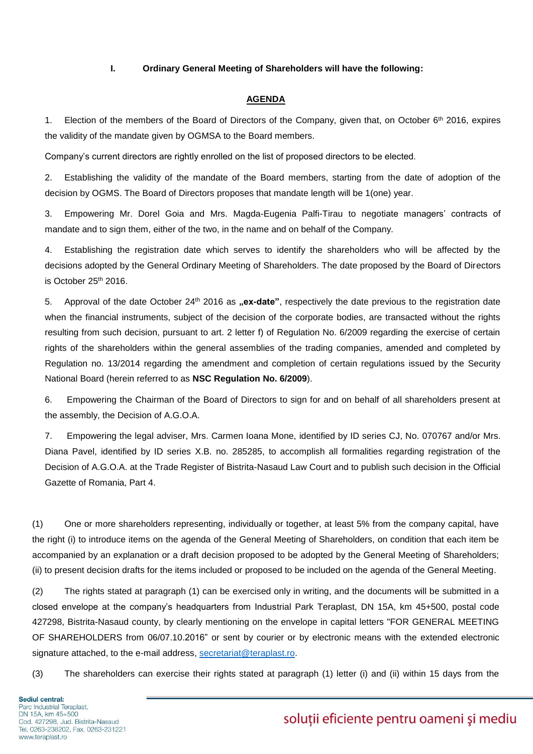## I. Ordinary General Meeting of Shareholders will have the following:

**AGENDA**

1. Election of the members of the Board of Directors of the Company, given that, on October 6th 2016, expires the validity of the mandate given by OGMSA to the Board members.

Company's current directors are rightly enrolled on the list of proposed directors to be elected.

2. Establishing the validity of the mandate of the Board members, starting from the date of adoption of the decision by OGMS. The Board of Directors proposes that mandate length will be 1(one) year.

3. Empowering Mr. Dorel Goia and Mrs. Magda-Eugenia Palfi-Tirau to negotiate managers' contracts of mandate and to sign them, either of the two, in the name and on behalf of the Company.

4. Establishing the registration date which serves to identify the shareholders who will be affected by the decisions adopted by the General Ordinary Meeting of Shareholders. The date proposed by the Board of Directors is October 25th 2016.

5. Approval of the date October 24th 2016 as **„ex-date"**, respectively the date previous to the registration date when the financial instruments, subject of the decision of the corporate bodies, are transacted without the rights resulting from such decision, pursuant to art. 2 letter f) of Regulation No. 6/2009 regarding the exercise of certain rights of the shareholders within the general assemblies of the trading companies, amended and completed by Regulation no. 13/2014 regarding the amendment and completion of certain regulations issued by the Security National Board (herein referred to as **NSC Regulation No. 6/2009**).

6. Empowering the Chairman of the Board of Directors to sign for and on behalf of all shareholders present at the assembly, the Decision of A.G.O.A.

7. Empowering the legal adviser, Mrs. Carmen Ioana Mone, identified by ID series CJ, No. 070767 and/or Mrs. Diana Pavel, identified by ID series X.B. no. 285285, to accomplish all formalities regarding registration of the Decision of A.G.O.A. at the Trade Register of Bistrita-Nasaud Law Court and to publish such decision in the Official Gazette of Romania, Part 4.

(1) One or more shareholders representing, individually or together, at least 5% from the company capital, have the right (i) to introduce items on the agenda of the General Meeting of Shareholders, on condition that each item be accompanied by an explanation or a draft decision proposed to be adopted by the General Meeting of Shareholders; (ii) to present decision drafts for the items included or proposed to be included on the agenda of the General Meeting.

(2) The rights stated at paragraph (1) can be exercised only in writing, and the documents will be submitted in a closed envelope at the company's headquarters from Industrial Park Teraplast, DN 15A, km 45+500, postal code 427298, Bistrita-Nasaud county, by clearly mentioning on the envelope in capital letters "FOR GENERAL MEETING OF SHAREHOLDERS from 06/07.10.2016" or sent by courier or by electronic means with the extended electronic signature attached, to the e-mail address, secretariat@teraplast.ro.

(3) The shareholders can exercise their rights stated at paragraph (1) letter (i) and (ii) within 15 days from the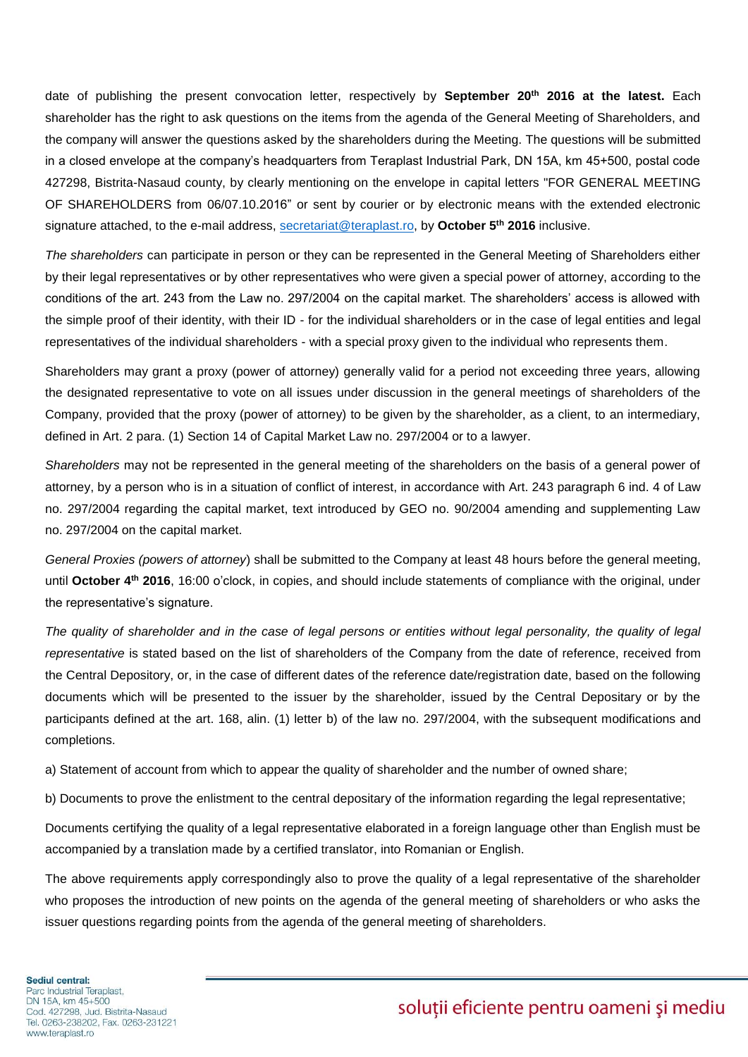date of publishing the present convocation letter, respectively by **September 20th 2016 at the latest.** Each shareholder has the right to ask questions on the items from the agenda of the General Meeting of Shareholders, and the company will answer the questions asked by the shareholders during the Meeting. The questions will be submitted in a closed envelope at the company's headquarters from Teraplast Industrial Park, DN 15A, km 45+500, postal code 427298, Bistrita-Nasaud county, by clearly mentioning on the envelope in capital letters "FOR GENERAL MEETING OF SHAREHOLDERS from 06/07.10.2016" or sent by courier or by electronic means with the extended electronic signature attached, to the e-mail address, secretariat@teraplast.ro, by **October 5th 2016** inclusive.

*The shareholders* can participate in person or they can be represented in the General Meeting of Shareholders either by their legal representatives or by other representatives who were given a special power of attorney, according to the conditions of the art. 243 from the Law no. 297/2004 on the capital market. The shareholders' access is allowed with the simple proof of their identity, with their ID - for the individual shareholders or in the case of legal entities and legal representatives of the individual shareholders - with a special proxy given to the individual who represents them.

Shareholders may grant a proxy (power of attorney) generally valid for a period not exceeding three years, allowing the designated representative to vote on all issues under discussion in the general meetings of shareholders of the Company, provided that the proxy (power of attorney) to be given by the shareholder, as a client, to an intermediary, defined in Art. 2 para. (1) Section 14 of Capital Market Law no. 297/2004 or to a lawyer.

*Shareholders* may not be represented in the general meeting of the shareholders on the basis of a general power of attorney, by a person who is in a situation of conflict of interest, in accordance with Art. 243 paragraph 6 ind. 4 of Law no. 297/2004 regarding the capital market, text introduced by GEO no. 90/2004 amending and supplementing Law no. 297/2004 on the capital market.

*General Proxies (powers of attorney*) shall be submitted to the Company at least 48 hours before the general meeting, until **October 4th 2016**, 16:00 o'clock, in copies, and should include statements of compliance with the original, under the representative's signature.

*The quality of shareholder and in the case of legal persons or entities without legal personality, the quality of legal representative* is stated based on the list of shareholders of the Company from the date of reference, received from the Central Depository, or, in the case of different dates of the reference date/registration date, based on the following documents which will be presented to the issuer by the shareholder, issued by the Central Depositary or by the participants defined at the art. 168, alin. (1) letter b) of the law no. 297/2004, with the subsequent modifications and completions.

a) Statement of account from which to appear the quality of shareholder and the number of owned share;

b) Documents to prove the enlistment to the central depositary of the information regarding the legal representative;

Documents certifying the quality of a legal representative elaborated in a foreign language other than English must be accompanied by a translation made by a certified translator, into Romanian or English.

The above requirements apply correspondingly also to prove the quality of a legal representative of the shareholder who proposes the introduction of new points on the agenda of the general meeting of shareholders or who asks the issuer questions regarding points from the agenda of the general meeting of shareholders.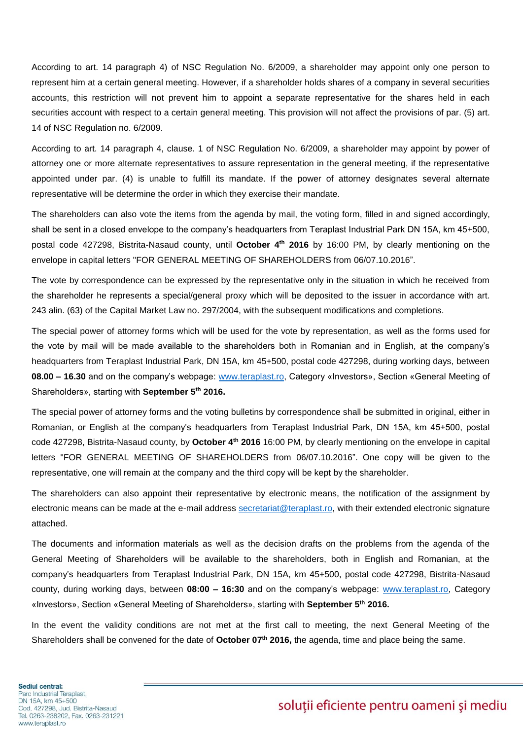According to art. 14 paragraph 4) of NSC Regulation No. 6/2009, a shareholder may appoint only one person to represent him at a certain general meeting. However, if a shareholder holds shares of a company in several securities accounts, this restriction will not prevent him to appoint a separate representative for the shares held in each securities account with respect to a certain general meeting. This provision will not affect the provisions of par. (5) art. 14 of NSC Regulation no. 6/2009.

According to art. 14 paragraph 4, clause. 1 of NSC Regulation No. 6/2009, a shareholder may appoint by power of attorney one or more alternate representatives to assure representation in the general meeting, if the representative appointed under par. (4) is unable to fulfill its mandate. If the power of attorney designates several alternate representative will be determine the order in which they exercise their mandate.

The shareholders can also vote the items from the agenda by mail, the voting form, filled in and signed accordingly, shall be sent in a closed envelope to the company's headquarters from Teraplast Industrial Park DN 15A, km 45+500, postal code 427298, Bistrita-Nasaud county, until **October 4th 2016** by 16:00 PM, by clearly mentioning on the envelope in capital letters "FOR GENERAL MEETING OF SHAREHOLDERS from 06/07.10.2016".

The vote by correspondence can be expressed by the representative only in the situation in which he received from the shareholder he represents a special/general proxy which will be deposited to the issuer in accordance with art. 243 alin. (63) of the Capital Market Law no. 297/2004, with the subsequent modifications and completions.

The special power of attorney forms which will be used for the vote by representation, as well as the forms used for the vote by mail will be made available to the shareholders both in Romanian and in English, at the company's headquarters from Teraplast Industrial Park, DN 15A, km 45+500, postal code 427298, during working days, between **08.00 – 16.30** and on the company's webpage: www.teraplast.ro, Category «Investors», Section «General Meeting of Shareholders», starting with **September 5th 2016.**

The special power of attorney forms and the voting bulletins by correspondence shall be submitted in original, either in Romanian, or English at the company's headquarters from Teraplast Industrial Park, DN 15A, km 45+500, postal code 427298, Bistrita-Nasaud county, by **October 4th 2016** 16:00 PM, by clearly mentioning on the envelope in capital letters "FOR GENERAL MEETING OF SHAREHOLDERS from 06/07.10.2016". One copy will be given to the representative, one will remain at the company and the third copy will be kept by the shareholder.

The shareholders can also appoint their representative by electronic means, the notification of the assignment by electronic means can be made at the e-mail address secretariat@teraplast.ro, with their extended electronic signature attached.

The documents and information materials as well as the decision drafts on the problems from the agenda of the General Meeting of Shareholders will be available to the shareholders, both in English and Romanian, at the company's headquarters from Teraplast Industrial Park, DN 15A, km 45+500, postal code 427298, Bistrita-Nasaud county, during working days, between **08:00 – 16:30** and on the company's webpage: www.teraplast.ro, Category «Investors», Section «General Meeting of Shareholders», starting with **September 5th 2016.**

In the event the validity conditions are not met at the first call to meeting, the next General Meeting of the Shareholders shall be convened for the date of **October 07th 2016,** the agenda, time and place being the same.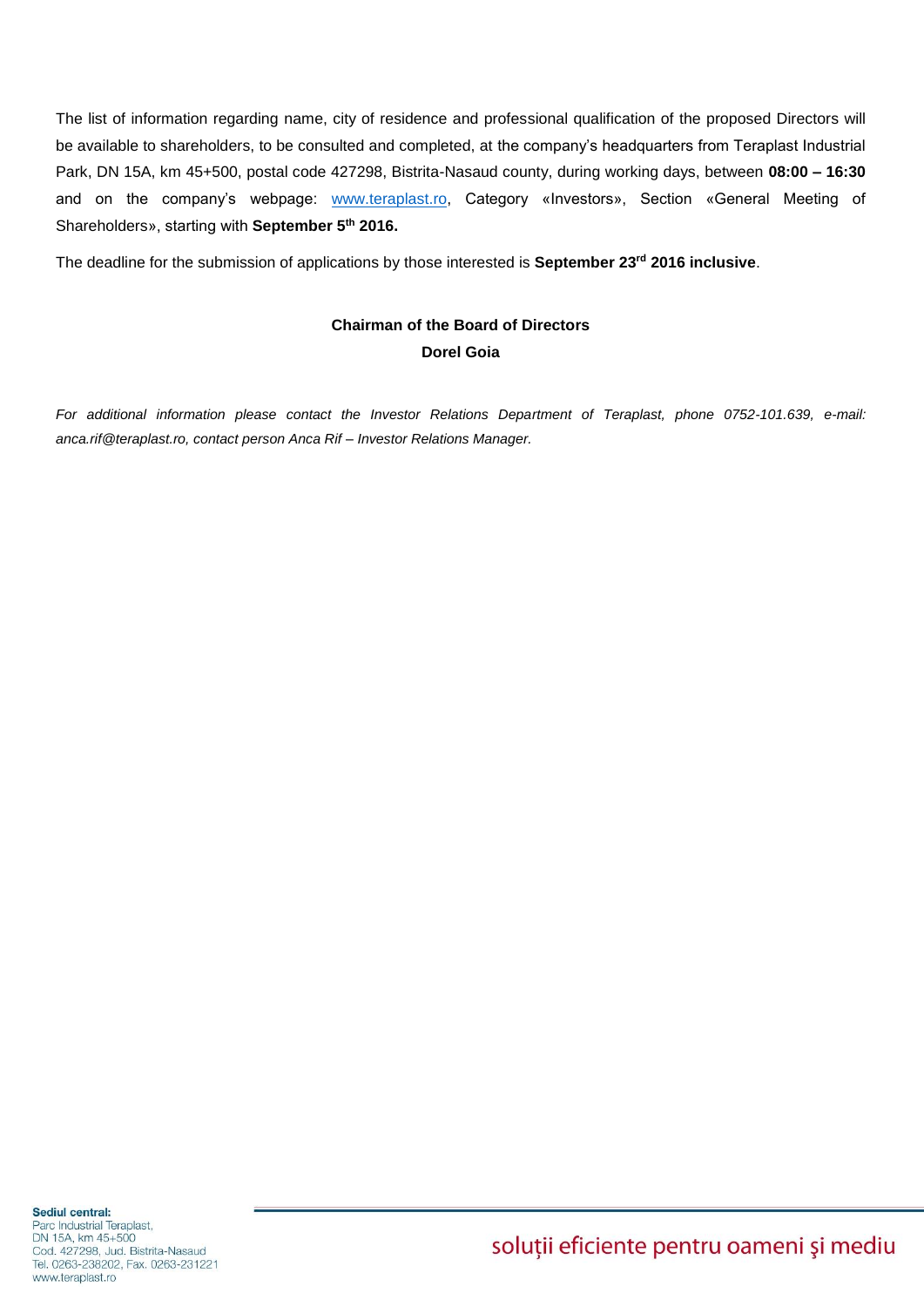The list of information regarding name, city of residence and professional qualification of the proposed Directors will be available to shareholders, to be consulted and completed, at the company's headquarters from Teraplast Industrial Park, DN 15A, km 45+500, postal code 427298, Bistrita-Nasaud county, during working days, between **08:00 – 16:30** and on the company's webpage: www.teraplast.ro, Category «Investors», Section «General Meeting of Shareholders», starting with **September 5th 2016.**

The deadline for the submission of applications by those interested is **September 23rd 2016 inclusive**.

**Chairman of the Board of Directors**
**Dorel Goia**

*For additional information please contact the Investor Relations Department of Teraplast, phone 0752-101.639, e-mail: anca.rif@teraplast.ro, contact person Anca Rif – Investor Relations Manager.*